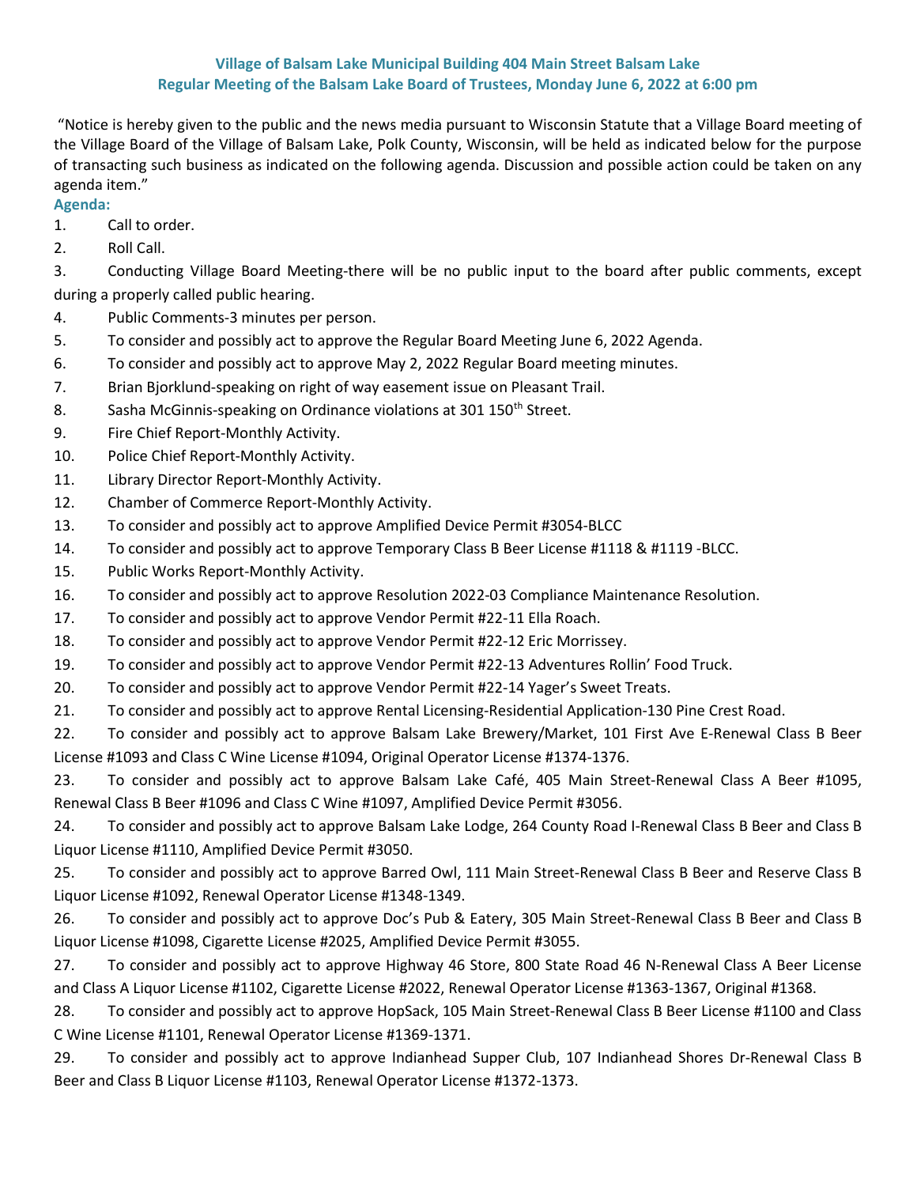**Village of Balsam Lake Municipal Building 404 Main Street Balsam Lake**
**Regular Meeting of the Balsam Lake Board of Trustees, Monday June 6, 2022 at 6:00 pm**

"Notice is hereby given to the public and the news media pursuant to Wisconsin Statute that a Village Board meeting of the Village Board of the Village of Balsam Lake, Polk County, Wisconsin, will be held as indicated below for the purpose of transacting such business as indicated on the following agenda. Discussion and possible action could be taken on any agenda item."

**Agenda:**

1. Call to order.
2. Roll Call.
3. Conducting Village Board Meeting-there will be no public input to the board after public comments, except during a properly called public hearing.
4. Public Comments-3 minutes per person.
5. To consider and possibly act to approve the Regular Board Meeting June 6, 2022 Agenda.
6. To consider and possibly act to approve May 2, 2022 Regular Board meeting minutes.
7. Brian Bjorklund-speaking on right of way easement issue on Pleasant Trail.
8. Sasha McGinnis-speaking on Ordinance violations at 301 150th Street.
9. Fire Chief Report-Monthly Activity.
10. Police Chief Report-Monthly Activity.
11. Library Director Report-Monthly Activity.
12. Chamber of Commerce Report-Monthly Activity.
13. To consider and possibly act to approve Amplified Device Permit #3054-BLCC
14. To consider and possibly act to approve Temporary Class B Beer License #1118 & #1119 -BLCC.
15. Public Works Report-Monthly Activity.
16. To consider and possibly act to approve Resolution 2022-03 Compliance Maintenance Resolution.
17. To consider and possibly act to approve Vendor Permit #22-11 Ella Roach.
18. To consider and possibly act to approve Vendor Permit #22-12 Eric Morrissey.
19. To consider and possibly act to approve Vendor Permit #22-13 Adventures Rollin' Food Truck.
20. To consider and possibly act to approve Vendor Permit #22-14 Yager's Sweet Treats.
21. To consider and possibly act to approve Rental Licensing-Residential Application-130 Pine Crest Road.
22. To consider and possibly act to approve Balsam Lake Brewery/Market, 101 First Ave E-Renewal Class B Beer License #1093 and Class C Wine License #1094, Original Operator License #1374-1376.
23. To consider and possibly act to approve Balsam Lake Café, 405 Main Street-Renewal Class A Beer #1095, Renewal Class B Beer #1096 and Class C Wine #1097, Amplified Device Permit #3056.
24. To consider and possibly act to approve Balsam Lake Lodge, 264 County Road I-Renewal Class B Beer and Class B Liquor License #1110, Amplified Device Permit #3050.
25. To consider and possibly act to approve Barred Owl, 111 Main Street-Renewal Class B Beer and Reserve Class B Liquor License #1092, Renewal Operator License #1348-1349.
26. To consider and possibly act to approve Doc's Pub & Eatery, 305 Main Street-Renewal Class B Beer and Class B Liquor License #1098, Cigarette License #2025, Amplified Device Permit #3055.
27. To consider and possibly act to approve Highway 46 Store, 800 State Road 46 N-Renewal Class A Beer License and Class A Liquor License #1102, Cigarette License #2022, Renewal Operator License #1363-1367, Original #1368.
28. To consider and possibly act to approve HopSack, 105 Main Street-Renewal Class B Beer License #1100 and Class C Wine License #1101, Renewal Operator License #1369-1371.
29. To consider and possibly act to approve Indianhead Supper Club, 107 Indianhead Shores Dr-Renewal Class B Beer and Class B Liquor License #1103, Renewal Operator License #1372-1373.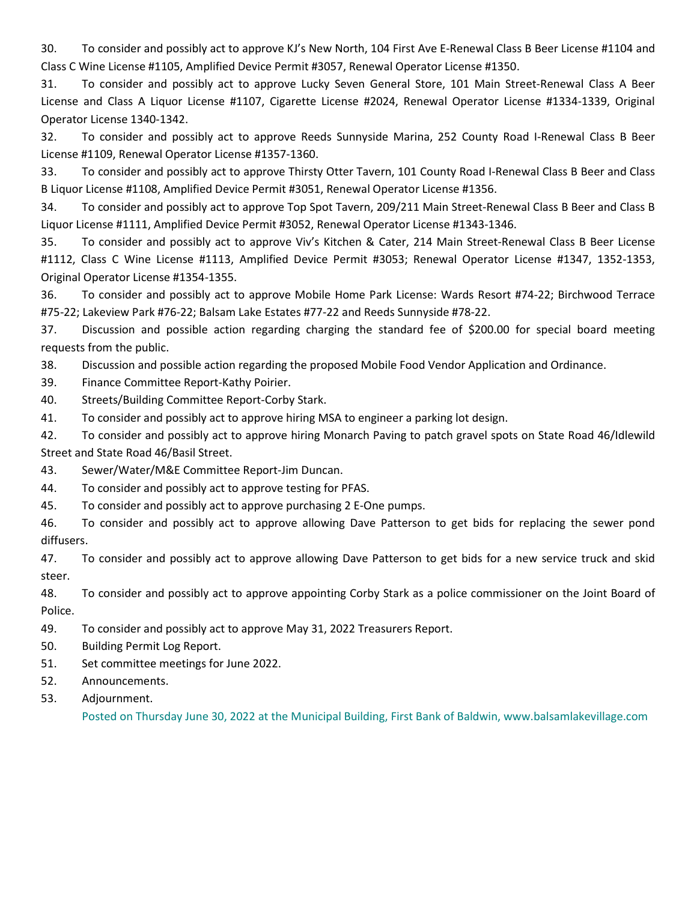30. To consider and possibly act to approve KJ's New North, 104 First Ave E-Renewal Class B Beer License #1104 and Class C Wine License #1105, Amplified Device Permit #3057, Renewal Operator License #1350.
31. To consider and possibly act to approve Lucky Seven General Store, 101 Main Street-Renewal Class A Beer License and Class A Liquor License #1107, Cigarette License #2024, Renewal Operator License #1334-1339, Original Operator License 1340-1342.
32. To consider and possibly act to approve Reeds Sunnyside Marina, 252 County Road I-Renewal Class B Beer License #1109, Renewal Operator License #1357-1360.
33. To consider and possibly act to approve Thirsty Otter Tavern, 101 County Road I-Renewal Class B Beer and Class B Liquor License #1108, Amplified Device Permit #3051, Renewal Operator License #1356.
34. To consider and possibly act to approve Top Spot Tavern, 209/211 Main Street-Renewal Class B Beer and Class B Liquor License #1111, Amplified Device Permit #3052, Renewal Operator License #1343-1346.
35. To consider and possibly act to approve Viv's Kitchen & Cater, 214 Main Street-Renewal Class B Beer License #1112, Class C Wine License #1113, Amplified Device Permit #3053; Renewal Operator License #1347, 1352-1353, Original Operator License #1354-1355.
36. To consider and possibly act to approve Mobile Home Park License: Wards Resort #74-22; Birchwood Terrace #75-22; Lakeview Park #76-22; Balsam Lake Estates #77-22 and Reeds Sunnyside #78-22.
37. Discussion and possible action regarding charging the standard fee of $200.00 for special board meeting requests from the public.
38. Discussion and possible action regarding the proposed Mobile Food Vendor Application and Ordinance.
39. Finance Committee Report-Kathy Poirier.
40. Streets/Building Committee Report-Corby Stark.
41. To consider and possibly act to approve hiring MSA to engineer a parking lot design.
42. To consider and possibly act to approve hiring Monarch Paving to patch gravel spots on State Road 46/Idlewild Street and State Road 46/Basil Street.
43. Sewer/Water/M&E Committee Report-Jim Duncan.
44. To consider and possibly act to approve testing for PFAS.
45. To consider and possibly act to approve purchasing 2 E-One pumps.
46. To consider and possibly act to approve allowing Dave Patterson to get bids for replacing the sewer pond diffusers.
47. To consider and possibly act to approve allowing Dave Patterson to get bids for a new service truck and skid steer.
48. To consider and possibly act to approve appointing Corby Stark as a police commissioner on the Joint Board of Police.
49. To consider and possibly act to approve May 31, 2022 Treasurers Report.
50. Building Permit Log Report.
51. Set committee meetings for June 2022.
52. Announcements.
53. Adjournment.

Posted on Thursday June 30, 2022 at the Municipal Building, First Bank of Baldwin, www.balsamlakevillage.com